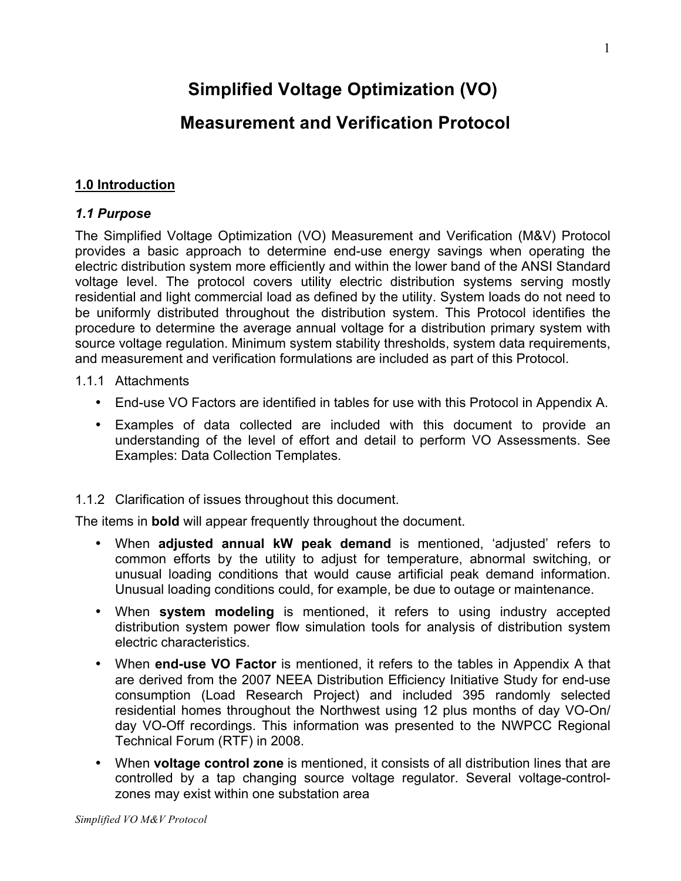# Simplified Voltage Optimization (VO)

# Measurement and Verification Protocol

## 1.0 Introduction

### *1.1 Purpose*

The Simplified Voltage Optimization (VO) Measurement and Verification (M&V) Protocol provides a basic approach to determine end-use energy savings when operating the electric distribution system more efficiently and within the lower band of the ANSI Standard voltage level. The protocol covers utility electric distribution systems serving mostly residential and light commercial load as defined by the utility. System loads do not need to be uniformly distributed throughout the distribution system. This Protocol identifies the procedure to determine the average annual voltage for a distribution primary system with source voltage regulation. Minimum system stability thresholds, system data requirements, and measurement and verification formulations are included as part of this Protocol.

1.1.1 Attachments

- End-use VO Factors are identified in tables for use with this Protocol in Appendix A.
- Examples of data collected are included with this document to provide an understanding of the level of effort and detail to perform VO Assessments. See Examples: Data Collection Templates.

1.1.2 Clarification of issues throughout this document.

The items in **bold** will appear frequently throughout the document.

- When **adjusted annual kW peak demand** is mentioned, 'adjusted' refers to common efforts by the utility to adjust for temperature, abnormal switching, or unusual loading conditions that would cause artificial peak demand information. Unusual loading conditions could, for example, be due to outage or maintenance.
- When **system modeling** is mentioned, it refers to using industry accepted distribution system power flow simulation tools for analysis of distribution system electric characteristics.
- When **end-use VO Factor** is mentioned, it refers to the tables in Appendix A that are derived from the 2007 NEEA Distribution Efficiency Initiative Study for end-use consumption (Load Research Project) and included 395 randomly selected residential homes throughout the Northwest using 12 plus months of day VO-On/ day VO-Off recordings. This information was presented to the NWPCC Regional Technical Forum (RTF) in 2008.
- When **voltage control zone** is mentioned, it consists of all distribution lines that are controlled by a tap changing source voltage regulator. Several voltage-control-zones may exist within one substation area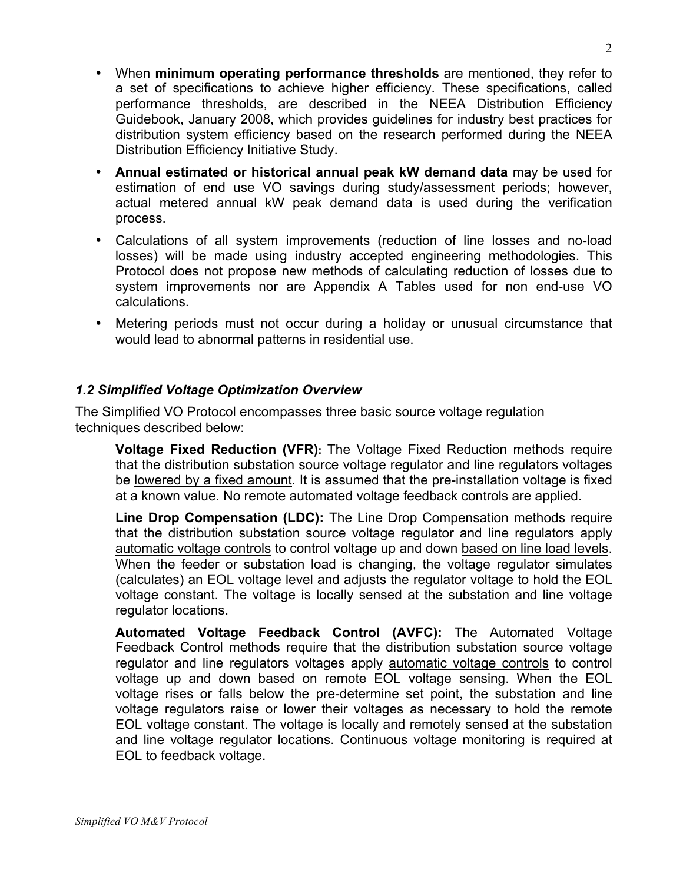- When **minimum operating performance thresholds** are mentioned, they refer to a set of specifications to achieve higher efficiency. These specifications, called performance thresholds, are described in the NEEA Distribution Efficiency Guidebook, January 2008, which provides guidelines for industry best practices for distribution system efficiency based on the research performed during the NEEA Distribution Efficiency Initiative Study.
- **Annual estimated or historical annual peak kW demand data** may be used for estimation of end use VO savings during study/assessment periods; however, actual metered annual kW peak demand data is used during the verification process.
- Calculations of all system improvements (reduction of line losses and no-load losses) will be made using industry accepted engineering methodologies. This Protocol does not propose new methods of calculating reduction of losses due to system improvements nor are Appendix A Tables used for non end-use VO calculations.
- Metering periods must not occur during a holiday or unusual circumstance that would lead to abnormal patterns in residential use.

### *1.2 Simplified Voltage Optimization Overview*

The Simplified VO Protocol encompasses three basic source voltage regulation techniques described below:

**Voltage Fixed Reduction (VFR):** The Voltage Fixed Reduction methods require that the distribution substation source voltage regulator and line regulators voltages be lowered by a fixed amount. It is assumed that the pre-installation voltage is fixed at a known value. No remote automated voltage feedback controls are applied.

**Line Drop Compensation (LDC):** The Line Drop Compensation methods require that the distribution substation source voltage regulator and line regulators apply automatic voltage controls to control voltage up and down based on line load levels. When the feeder or substation load is changing, the voltage regulator simulates (calculates) an EOL voltage level and adjusts the regulator voltage to hold the EOL voltage constant. The voltage is locally sensed at the substation and line voltage regulator locations.

**Automated Voltage Feedback Control (AVFC):** The Automated Voltage Feedback Control methods require that the distribution substation source voltage regulator and line regulators voltages apply automatic voltage controls to control voltage up and down based on remote EOL voltage sensing. When the EOL voltage rises or falls below the pre-determine set point, the substation and line voltage regulators raise or lower their voltages as necessary to hold the remote EOL voltage constant. The voltage is locally and remotely sensed at the substation and line voltage regulator locations. Continuous voltage monitoring is required at EOL to feedback voltage.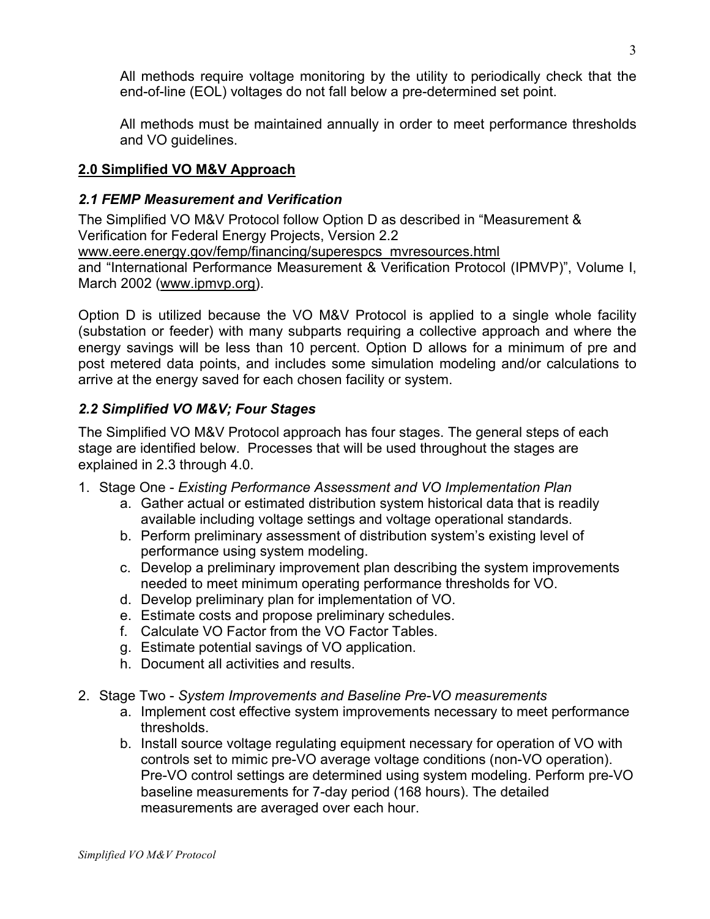All methods require voltage monitoring by the utility to periodically check that the end-of-line (EOL) voltages do not fall below a pre-determined set point.

All methods must be maintained annually in order to meet performance thresholds and VO guidelines.

## 2.0 Simplified VO M&V Approach

### *2.1 FEMP Measurement and Verification*

The Simplified VO M&V Protocol follow Option D as described in "Measurement & Verification for Federal Energy Projects, Version 2.2 www.eere.energy.gov/femp/financing/superespcs_mvresources.html and "International Performance Measurement & Verification Protocol (IPMVP)", Volume I, March 2002 (www.ipmvp.org).

Option D is utilized because the VO M&V Protocol is applied to a single whole facility (substation or feeder) with many subparts requiring a collective approach and where the energy savings will be less than 10 percent. Option D allows for a minimum of pre and post metered data points, and includes some simulation modeling and/or calculations to arrive at the energy saved for each chosen facility or system.

### *2.2 Simplified VO M&V; Four Stages*

The Simplified VO M&V Protocol approach has four stages. The general steps of each stage are identified below. Processes that will be used throughout the stages are explained in 2.3 through 4.0.

1. Stage One - *Existing Performance Assessment and VO Implementation Plan*
    a. Gather actual or estimated distribution system historical data that is readily available including voltage settings and voltage operational standards.
    b. Perform preliminary assessment of distribution system's existing level of performance using system modeling.
    c. Develop a preliminary improvement plan describing the system improvements needed to meet minimum operating performance thresholds for VO.
    d. Develop preliminary plan for implementation of VO.
    e. Estimate costs and propose preliminary schedules.
    f. Calculate VO Factor from the VO Factor Tables.
    g. Estimate potential savings of VO application.
    h. Document all activities and results.

2. Stage Two - *System Improvements and Baseline Pre-VO measurements*
    a. Implement cost effective system improvements necessary to meet performance thresholds.
    b. Install source voltage regulating equipment necessary for operation of VO with controls set to mimic pre-VO average voltage conditions (non-VO operation). Pre-VO control settings are determined using system modeling. Perform pre-VO baseline measurements for 7-day period (168 hours). The detailed measurements are averaged over each hour.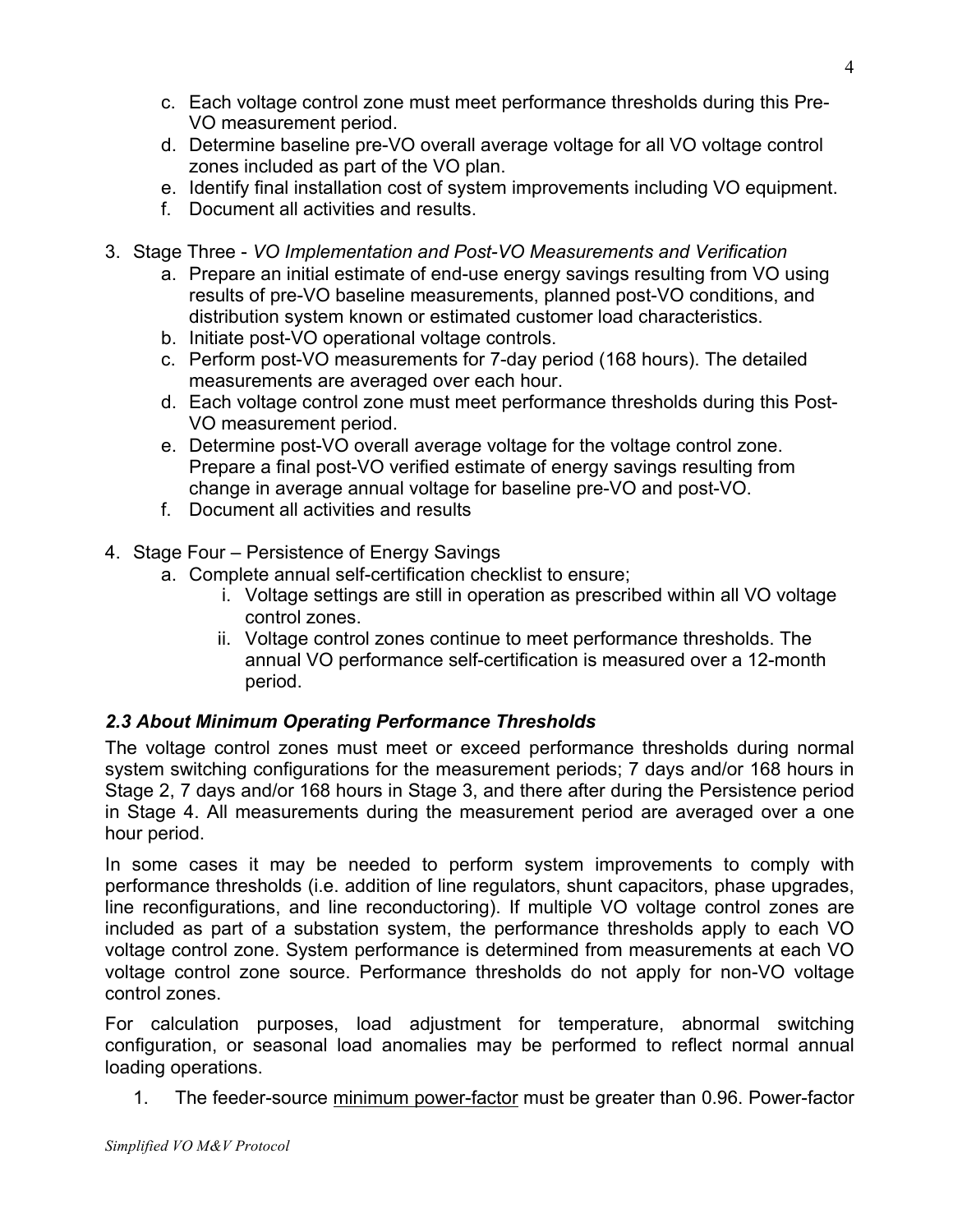c. Each voltage control zone must meet performance thresholds during this Pre-VO measurement period.
   d. Determine baseline pre-VO overall average voltage for all VO voltage control zones included as part of the VO plan.
   e. Identify final installation cost of system improvements including VO equipment.
   f. Document all activities and results.

3. Stage Three - *VO Implementation and Post-VO Measurements and Verification*
   a. Prepare an initial estimate of end-use energy savings resulting from VO using results of pre-VO baseline measurements, planned post-VO conditions, and distribution system known or estimated customer load characteristics.
   b. Initiate post-VO operational voltage controls.
   c. Perform post-VO measurements for 7-day period (168 hours). The detailed measurements are averaged over each hour.
   d. Each voltage control zone must meet performance thresholds during this Post-VO measurement period.
   e. Determine post-VO overall average voltage for the voltage control zone. Prepare a final post-VO verified estimate of energy savings resulting from change in average annual voltage for baseline pre-VO and post-VO.
   f. Document all activities and results

4. Stage Four – Persistence of Energy Savings
   a. Complete annual self-certification checklist to ensure;
      i. Voltage settings are still in operation as prescribed within all VO voltage control zones.
      ii. Voltage control zones continue to meet performance thresholds. The annual VO performance self-certification is measured over a 12-month period.

### *2.3 About Minimum Operating Performance Thresholds*

The voltage control zones must meet or exceed performance thresholds during normal system switching configurations for the measurement periods; 7 days and/or 168 hours in Stage 2, 7 days and/or 168 hours in Stage 3, and there after during the Persistence period in Stage 4. All measurements during the measurement period are averaged over a one hour period.

In some cases it may be needed to perform system improvements to comply with performance thresholds (i.e. addition of line regulators, shunt capacitors, phase upgrades, line reconfigurations, and line reconductoring). If multiple VO voltage control zones are included as part of a substation system, the performance thresholds apply to each VO voltage control zone. System performance is determined from measurements at each VO voltage control zone source. Performance thresholds do not apply for non-VO voltage control zones.

For calculation purposes, load adjustment for temperature, abnormal switching configuration, or seasonal load anomalies may be performed to reflect normal annual loading operations.

1. The feeder-source minimum power-factor must be greater than 0.96. Power-factor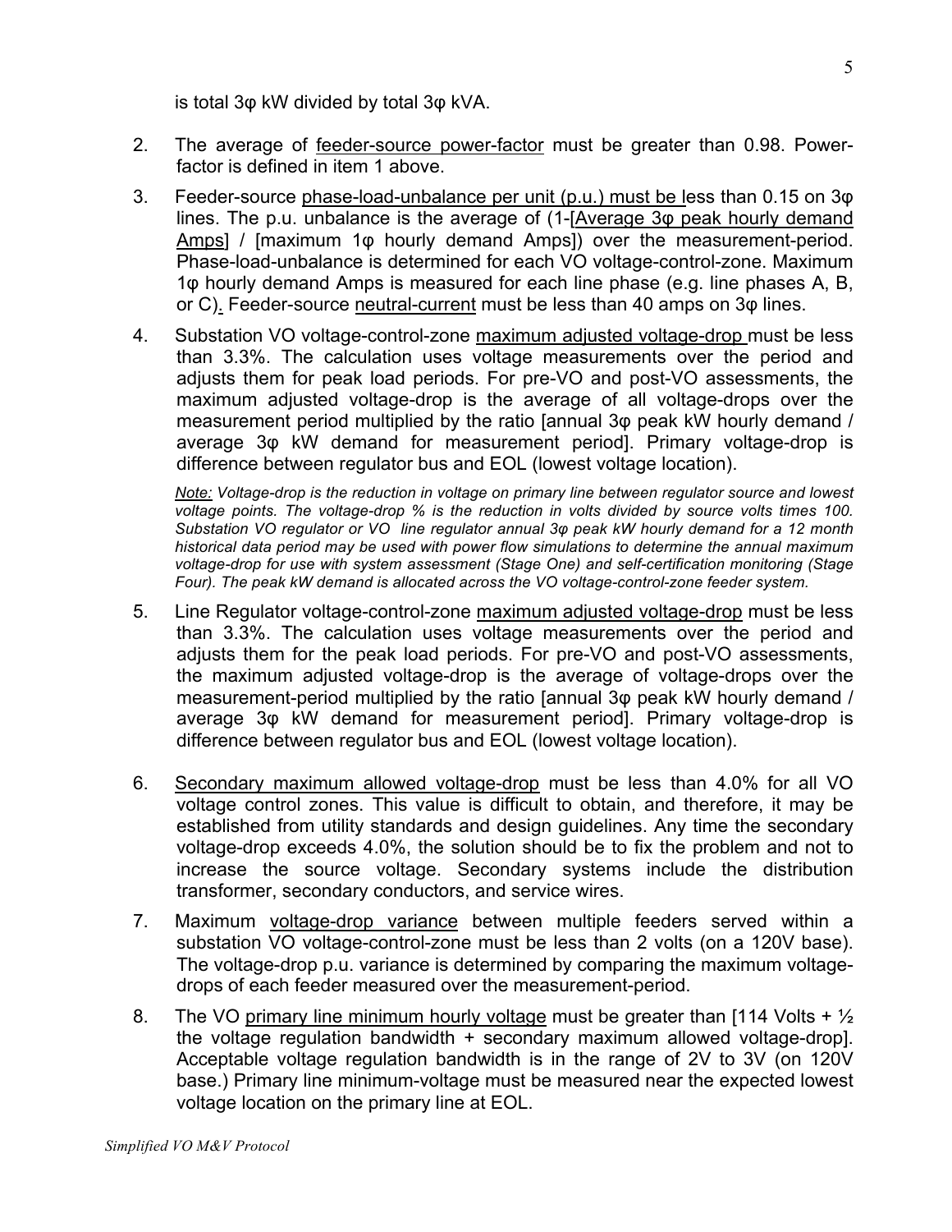is total 3φ kW divided by total 3φ kVA.

2. The average of <u>feeder-source power-factor</u> must be greater than 0.98. Power-factor is defined in item 1 above.

3. Feeder-source <u>phase-load-unbalance per unit (p.u.) must be l</u>ess than 0.15 on 3φ lines. The p.u. unbalance is the average of (1-[<u>Average 3φ peak hourly demand Amps</u>] / [maximum 1φ hourly demand Amps]) over the measurement-period. Phase-load-unbalance is determined for each VO voltage-control-zone. Maximum 1φ hourly demand Amps is measured for each line phase (e.g. line phases A, B, or C). Feeder-source <u>neutral-current</u> must be less than 40 amps on 3φ lines.

4. Substation VO voltage-control-zone <u>maximum adjusted voltage-drop</u> must be less than 3.3%. The calculation uses voltage measurements over the period and adjusts them for peak load periods. For pre-VO and post-VO assessments, the maximum adjusted voltage-drop is the average of all voltage-drops over the measurement period multiplied by the ratio [annual 3φ peak kW hourly demand / average 3φ kW demand for measurement period]. Primary voltage-drop is difference between regulator bus and EOL (lowest voltage location).

   *<u>Note:</u> Voltage-drop is the reduction in voltage on primary line between regulator source and lowest voltage points. The voltage-drop % is the reduction in volts divided by source volts times 100. Substation VO regulator or VO line regulator annual 3φ peak kW hourly demand for a 12 month historical data period may be used with power flow simulations to determine the annual maximum voltage-drop for use with system assessment (Stage One) and self-certification monitoring (Stage Four). The peak kW demand is allocated across the VO voltage-control-zone feeder system.*

5. Line Regulator voltage-control-zone <u>maximum adjusted voltage-drop</u> must be less than 3.3%. The calculation uses voltage measurements over the period and adjusts them for the peak load periods. For pre-VO and post-VO assessments, the maximum adjusted voltage-drop is the average of voltage-drops over the measurement-period multiplied by the ratio [annual 3φ peak kW hourly demand / average 3φ kW demand for measurement period]. Primary voltage-drop is difference between regulator bus and EOL (lowest voltage location).

6. <u>Secondary maximum allowed voltage-drop</u> must be less than 4.0% for all VO voltage control zones. This value is difficult to obtain, and therefore, it may be established from utility standards and design guidelines. Any time the secondary voltage-drop exceeds 4.0%, the solution should be to fix the problem and not to increase the source voltage. Secondary systems include the distribution transformer, secondary conductors, and service wires.

7. Maximum <u>voltage-drop variance</u> between multiple feeders served within a substation VO voltage-control-zone must be less than 2 volts (on a 120V base). The voltage-drop p.u. variance is determined by comparing the maximum voltage-drops of each feeder measured over the measurement-period.

8. The VO <u>primary line minimum hourly voltage</u> must be greater than [114 Volts + ½ the voltage regulation bandwidth + secondary maximum allowed voltage-drop]. Acceptable voltage regulation bandwidth is in the range of 2V to 3V (on 120V base.) Primary line minimum-voltage must be measured near the expected lowest voltage location on the primary line at EOL.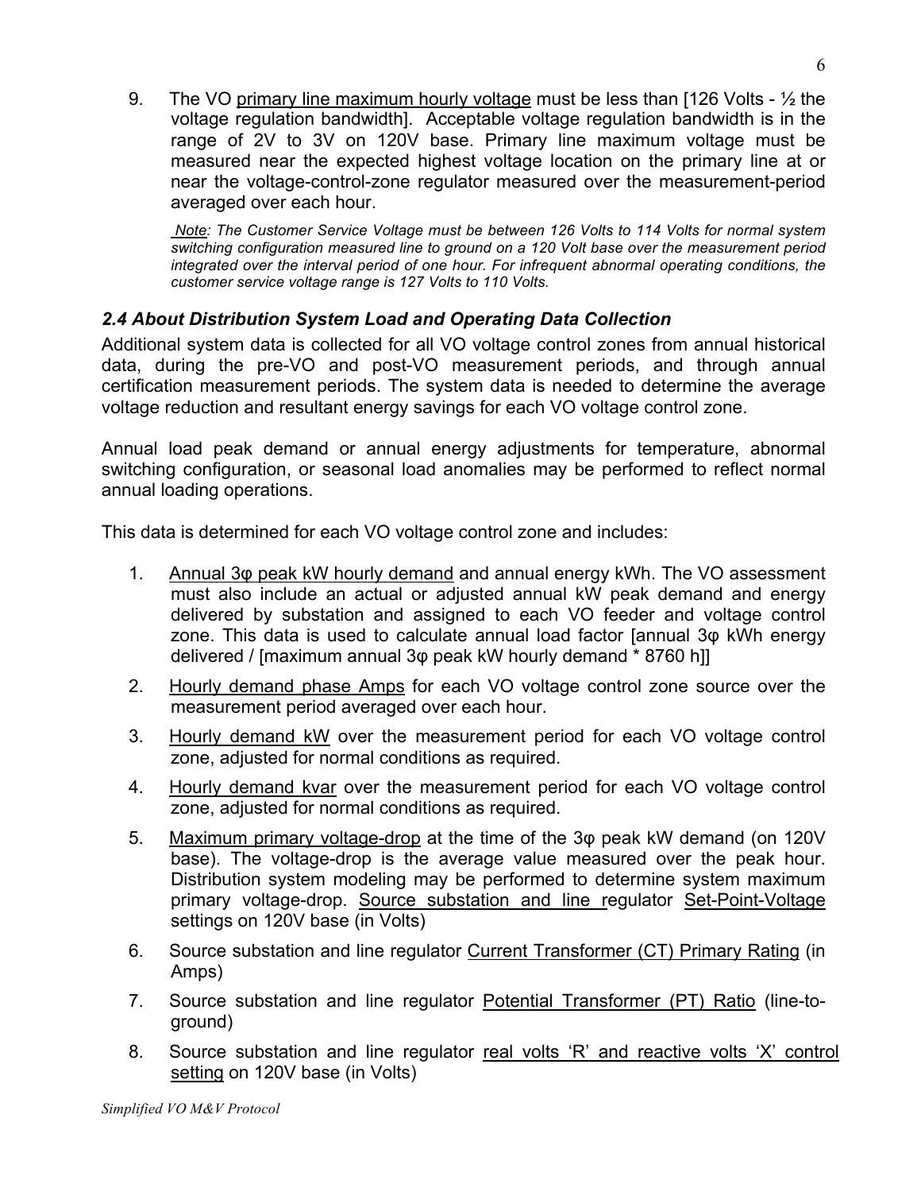9. The VO <u>primary line maximum hourly voltage</u> must be less than [126 Volts - ½ the voltage regulation bandwidth]. Acceptable voltage regulation bandwidth is in the range of 2V to 3V on 120V base. Primary line maximum voltage must be measured near the expected highest voltage location on the primary line at or near the voltage-control-zone regulator measured over the measurement-period averaged over each hour.

   ***<u>Note</u>: The Customer Service Voltage must be between 126 Volts to 114 Volts for normal system switching configuration measured line to ground on a 120 Volt base over the measurement period integrated over the interval period of one hour. For infrequent abnormal operating conditions, the customer service voltage range is 127 Volts to 110 Volts.***

### *2.4 About Distribution System Load and Operating Data Collection*

Additional system data is collected for all VO voltage control zones from annual historical data, during the pre-VO and post-VO measurement periods, and through annual certification measurement periods. The system data is needed to determine the average voltage reduction and resultant energy savings for each VO voltage control zone.

Annual load peak demand or annual energy adjustments for temperature, abnormal switching configuration, or seasonal load anomalies may be performed to reflect normal annual loading operations.

This data is determined for each VO voltage control zone and includes:

1. <u>Annual 3φ peak kW hourly demand</u> and annual energy kWh. The VO assessment must also include an actual or adjusted annual kW peak demand and energy delivered by substation and assigned to each VO feeder and voltage control zone. This data is used to calculate annual load factor [annual 3φ kWh energy delivered / [maximum annual 3φ peak kW hourly demand * 8760 h]]
2. <u>Hourly demand phase Amps</u> for each VO voltage control zone source over the measurement period averaged over each hour.
3. <u>Hourly demand kW</u> over the measurement period for each VO voltage control zone, adjusted for normal conditions as required.
4. <u>Hourly demand kvar</u> over the measurement period for each VO voltage control zone, adjusted for normal conditions as required.
5. <u>Maximum primary voltage-drop</u> at the time of the 3φ peak kW demand (on 120V base). The voltage-drop is the average value measured over the peak hour. Distribution system modeling may be performed to determine system maximum primary voltage-drop. <u>Source substation and line r</u>egulator <u>Set-Point-Voltage</u> settings on 120V base (in Volts)
6. Source substation and line regulator <u>Current Transformer (CT) Primary Rating</u> (in Amps)
7. Source substation and line regulator <u>Potential Transformer (PT) Ratio</u> (line-to-ground)
8. Source substation and line regulator <u>real volts 'R' and reactive volts 'X' control setting</u> on 120V base (in Volts)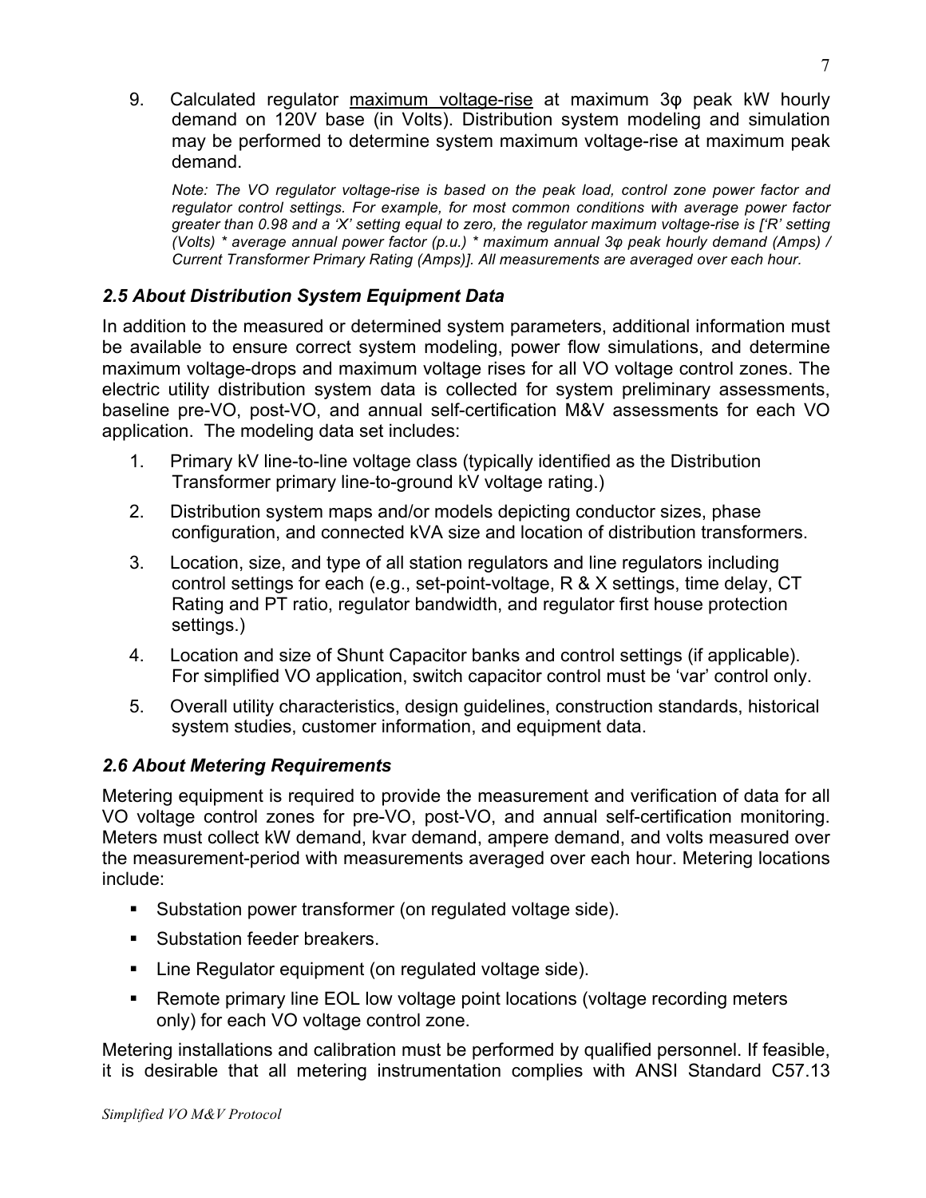9. Calculated regulator <u>maximum voltage-rise</u> at maximum 3φ peak kW hourly demand on 120V base (in Volts). Distribution system modeling and simulation may be performed to determine system maximum voltage-rise at maximum peak demand.

   *Note: The VO regulator voltage-rise is based on the peak load, control zone power factor and regulator control settings. For example, for most common conditions with average power factor greater than 0.98 and a 'X' setting equal to zero, the regulator maximum voltage-rise is ['R' setting (Volts) * average annual power factor (p.u.) * maximum annual 3φ peak hourly demand (Amps) / Current Transformer Primary Rating (Amps)]. All measurements are averaged over each hour.*

### *2.5 About Distribution System Equipment Data*

In addition to the measured or determined system parameters, additional information must be available to ensure correct system modeling, power flow simulations, and determine maximum voltage-drops and maximum voltage rises for all VO voltage control zones. The electric utility distribution system data is collected for system preliminary assessments, baseline pre-VO, post-VO, and annual self-certification M&V assessments for each VO application. The modeling data set includes:

1. Primary kV line-to-line voltage class (typically identified as the Distribution Transformer primary line-to-ground kV voltage rating.)
2. Distribution system maps and/or models depicting conductor sizes, phase configuration, and connected kVA size and location of distribution transformers.
3. Location, size, and type of all station regulators and line regulators including control settings for each (e.g., set-point-voltage, R & X settings, time delay, CT Rating and PT ratio, regulator bandwidth, and regulator first house protection settings.)
4. Location and size of Shunt Capacitor banks and control settings (if applicable). For simplified VO application, switch capacitor control must be 'var' control only.
5. Overall utility characteristics, design guidelines, construction standards, historical system studies, customer information, and equipment data.

### *2.6 About Metering Requirements*

Metering equipment is required to provide the measurement and verification of data for all VO voltage control zones for pre-VO, post-VO, and annual self-certification monitoring. Meters must collect kW demand, kvar demand, ampere demand, and volts measured over the measurement-period with measurements averaged over each hour. Metering locations include:

- Substation power transformer (on regulated voltage side).
- Substation feeder breakers.
- Line Regulator equipment (on regulated voltage side).
- Remote primary line EOL low voltage point locations (voltage recording meters only) for each VO voltage control zone.

Metering installations and calibration must be performed by qualified personnel. If feasible, it is desirable that all metering instrumentation complies with ANSI Standard C57.13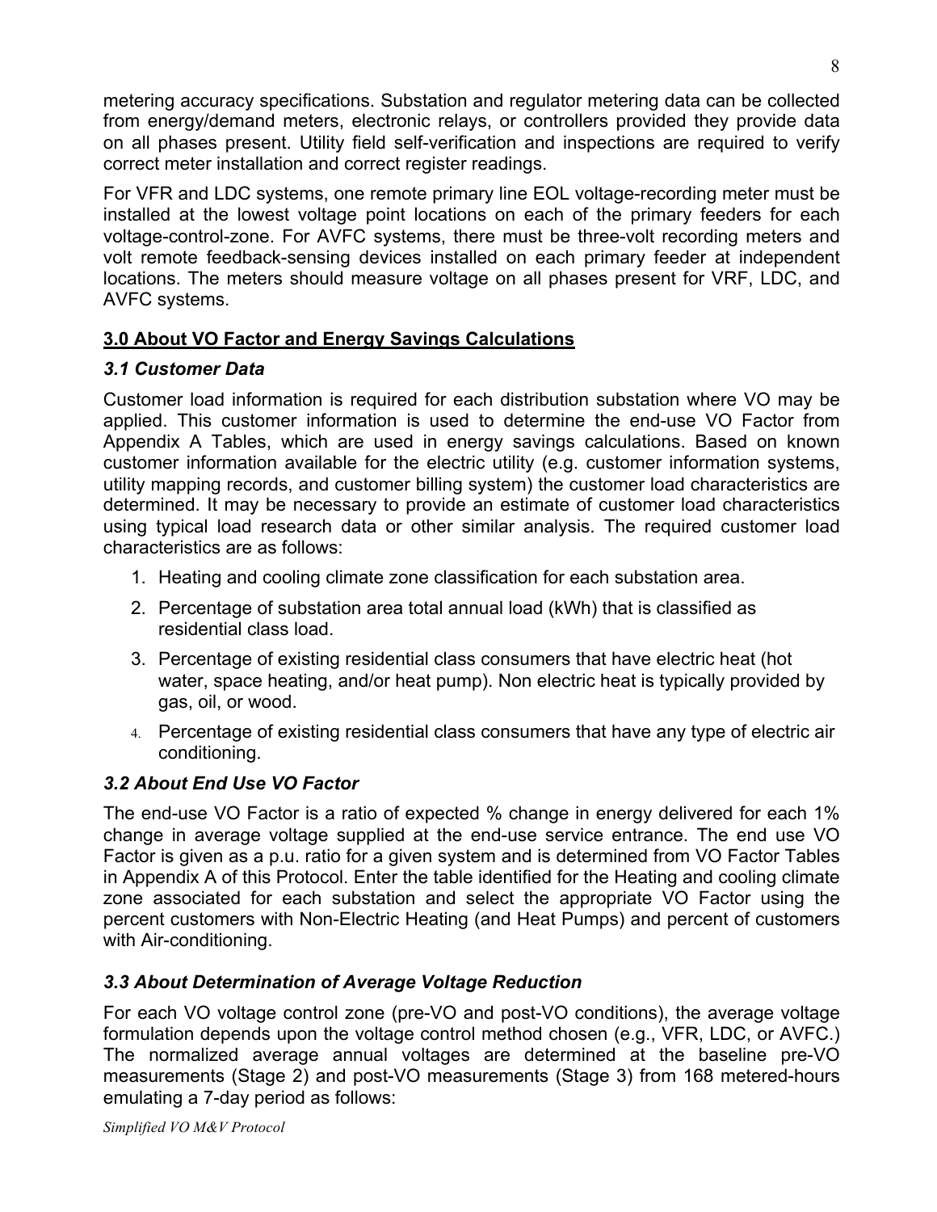metering accuracy specifications. Substation and regulator metering data can be collected from energy/demand meters, electronic relays, or controllers provided they provide data on all phases present. Utility field self-verification and inspections are required to verify correct meter installation and correct register readings.

For VFR and LDC systems, one remote primary line EOL voltage-recording meter must be installed at the lowest voltage point locations on each of the primary feeders for each voltage-control-zone. For AVFC systems, there must be three-volt recording meters and volt remote feedback-sensing devices installed on each primary feeder at independent locations. The meters should measure voltage on all phases present for VRF, LDC, and AVFC systems.

## 3.0 About VO Factor and Energy Savings Calculations

### *3.1 Customer Data*

Customer load information is required for each distribution substation where VO may be applied. This customer information is used to determine the end-use VO Factor from Appendix A Tables, which are used in energy savings calculations. Based on known customer information available for the electric utility (e.g. customer information systems, utility mapping records, and customer billing system) the customer load characteristics are determined. It may be necessary to provide an estimate of customer load characteristics using typical load research data or other similar analysis. The required customer load characteristics are as follows:

1. Heating and cooling climate zone classification for each substation area.
2. Percentage of substation area total annual load (kWh) that is classified as residential class load.
3. Percentage of existing residential class consumers that have electric heat (hot water, space heating, and/or heat pump). Non electric heat is typically provided by gas, oil, or wood.
4. Percentage of existing residential class consumers that have any type of electric air conditioning.

### *3.2 About End Use VO Factor*

The end-use VO Factor is a ratio of expected % change in energy delivered for each 1% change in average voltage supplied at the end-use service entrance. The end use VO Factor is given as a p.u. ratio for a given system and is determined from VO Factor Tables in Appendix A of this Protocol. Enter the table identified for the Heating and cooling climate zone associated for each substation and select the appropriate VO Factor using the percent customers with Non-Electric Heating (and Heat Pumps) and percent of customers with Air-conditioning.

### *3.3 About Determination of Average Voltage Reduction*

For each VO voltage control zone (pre-VO and post-VO conditions), the average voltage formulation depends upon the voltage control method chosen (e.g., VFR, LDC, or AVFC.) The normalized average annual voltages are determined at the baseline pre-VO measurements (Stage 2) and post-VO measurements (Stage 3) from 168 metered-hours emulating a 7-day period as follows: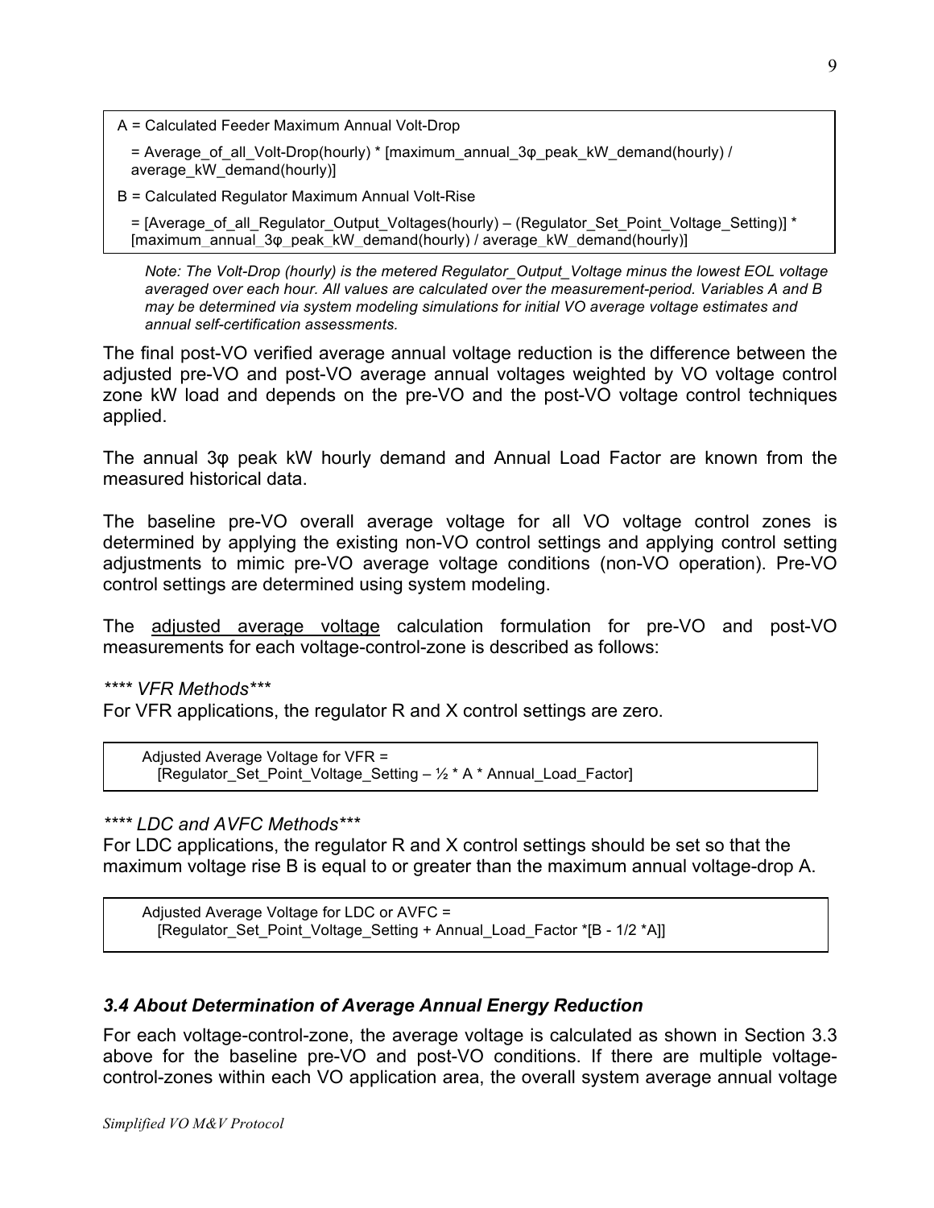A = Calculated Feeder Maximum Annual Volt-Drop

= Average_of_all_Volt-Drop(hourly) * [maximum_annual_3φ_peak_kW_demand(hourly) / average_kW_demand(hourly)]

B = Calculated Regulator Maximum Annual Volt-Rise

= [Average_of_all_Regulator_Output_Voltages(hourly) – (Regulator_Set_Point_Voltage_Setting)] * [maximum_annual_3φ_peak_kW_demand(hourly) / average_kW_demand(hourly)]

*Note: The Volt-Drop (hourly) is the metered Regulator_Output_Voltage minus the lowest EOL voltage averaged over each hour. All values are calculated over the measurement-period. Variables A and B may be determined via system modeling simulations for initial VO average voltage estimates and annual self-certification assessments.*

The final post-VO verified average annual voltage reduction is the difference between the adjusted pre-VO and post-VO average annual voltages weighted by VO voltage control zone kW load and depends on the pre-VO and the post-VO voltage control techniques applied.

The annual 3φ peak kW hourly demand and Annual Load Factor are known from the measured historical data.

The baseline pre-VO overall average voltage for all VO voltage control zones is determined by applying the existing non-VO control settings and applying control setting adjustments to mimic pre-VO average voltage conditions (non-VO operation). Pre-VO control settings are determined using system modeling.

The <u>adjusted average voltage</u> calculation formulation for pre-VO and post-VO measurements for each voltage-control-zone is described as follows:

*\*\*\*\* VFR Methods\*\*\**

For VFR applications, the regulator R and X control settings are zero.

Adjusted Average Voltage for VFR =
[Regulator_Set_Point_Voltage_Setting – ½ * A * Annual_Load_Factor]

*\*\*\*\* LDC and AVFC Methods\*\*\**

For LDC applications, the regulator R and X control settings should be set so that the maximum voltage rise B is equal to or greater than the maximum annual voltage-drop A.

Adjusted Average Voltage for LDC or AVFC =
[Regulator_Set_Point_Voltage_Setting + Annual_Load_Factor *[B - 1/2 *A]]

### *3.4 About Determination of Average Annual Energy Reduction*

For each voltage-control-zone, the average voltage is calculated as shown in Section 3.3 above for the baseline pre-VO and post-VO conditions. If there are multiple voltage-control-zones within each VO application area, the overall system average annual voltage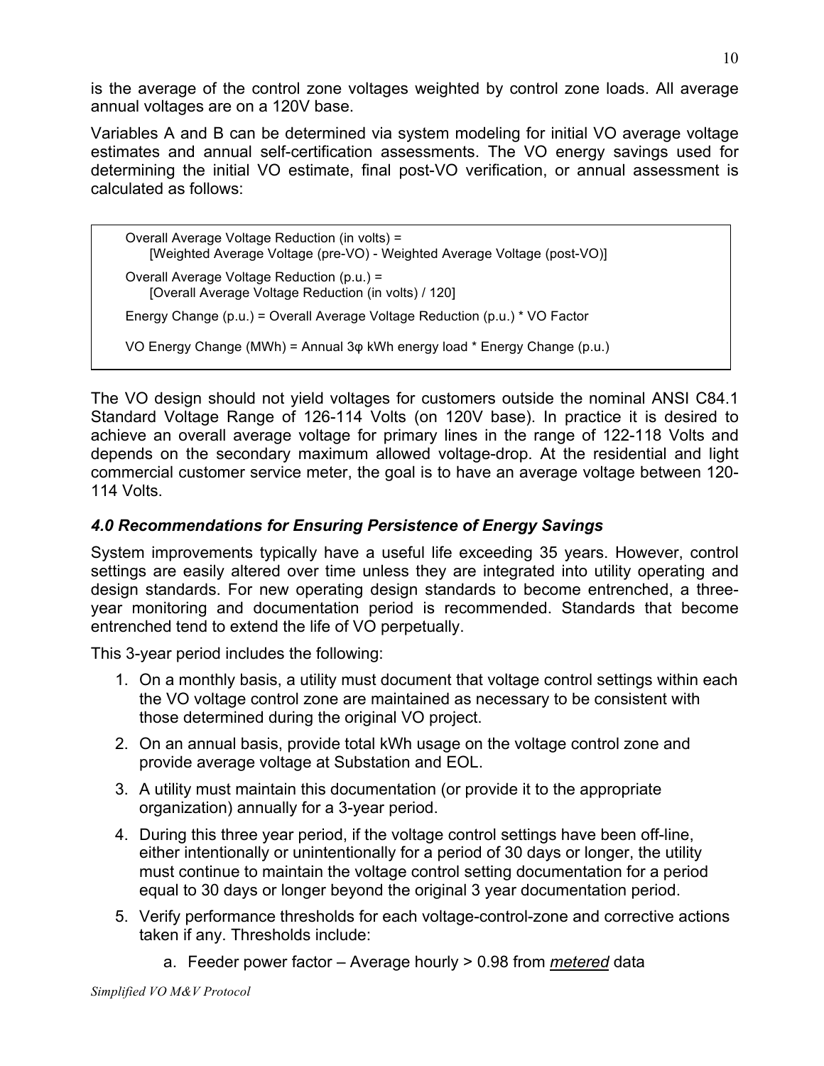is the average of the control zone voltages weighted by control zone loads. All average annual voltages are on a 120V base.

Variables A and B can be determined via system modeling for initial VO average voltage estimates and annual self-certification assessments. The VO energy savings used for determining the initial VO estimate, final post-VO verification, or annual assessment is calculated as follows:

```
Overall Average Voltage Reduction (in volts) =
    [Weighted Average Voltage (pre-VO) - Weighted Average Voltage (post-VO)]

Overall Average Voltage Reduction (p.u.) =
    [Overall Average Voltage Reduction (in volts) / 120]

Energy Change (p.u.) = Overall Average Voltage Reduction (p.u.) * VO Factor

VO Energy Change (MWh) = Annual 3φ kWh energy load * Energy Change (p.u.)
```

The VO design should not yield voltages for customers outside the nominal ANSI C84.1 Standard Voltage Range of 126-114 Volts (on 120V base). In practice it is desired to achieve an overall average voltage for primary lines in the range of 122-118 Volts and depends on the secondary maximum allowed voltage-drop. At the residential and light commercial customer service meter, the goal is to have an average voltage between 120-114 Volts.

### *4.0 Recommendations for Ensuring Persistence of Energy Savings*

System improvements typically have a useful life exceeding 35 years. However, control settings are easily altered over time unless they are integrated into utility operating and design standards. For new operating design standards to become entrenched, a three-year monitoring and documentation period is recommended. Standards that become entrenched tend to extend the life of VO perpetually.

This 3-year period includes the following:

1. On a monthly basis, a utility must document that voltage control settings within each the VO voltage control zone are maintained as necessary to be consistent with those determined during the original VO project.
2. On an annual basis, provide total kWh usage on the voltage control zone and provide average voltage at Substation and EOL.
3. A utility must maintain this documentation (or provide it to the appropriate organization) annually for a 3-year period.
4. During this three year period, if the voltage control settings have been off-line, either intentionally or unintentionally for a period of 30 days or longer, the utility must continue to maintain the voltage control setting documentation for a period equal to 30 days or longer beyond the original 3 year documentation period.
5. Verify performance thresholds for each voltage-control-zone and corrective actions taken if any. Thresholds include:
    a. Feeder power factor – Average hourly > 0.98 from ***metered*** data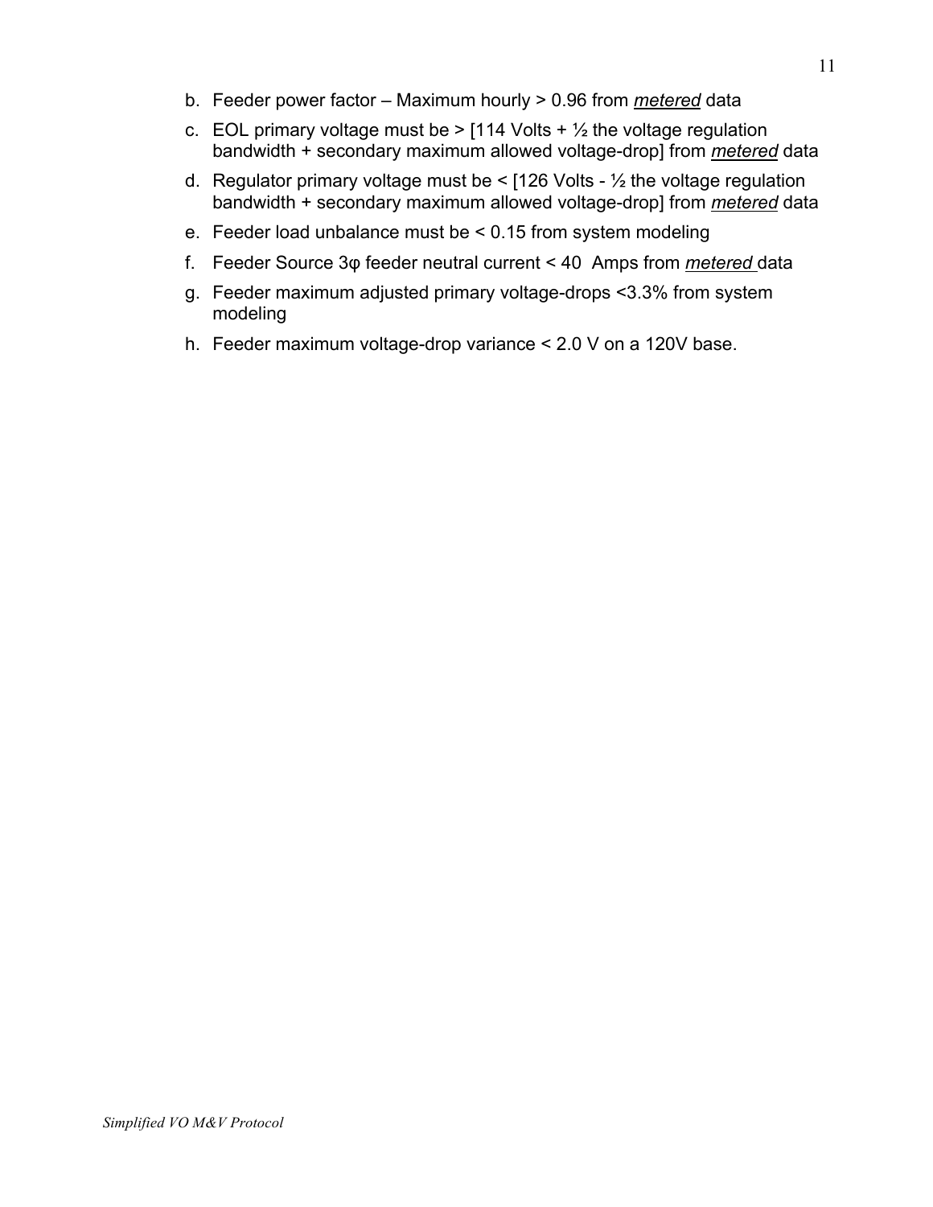b. Feeder power factor – Maximum hourly > 0.96 from ***metered*** data

c. EOL primary voltage must be > [114 Volts + ½ the voltage regulation bandwidth + secondary maximum allowed voltage-drop] from ***metered*** data

d. Regulator primary voltage must be < [126 Volts - ½ the voltage regulation bandwidth + secondary maximum allowed voltage-drop] from ***metered*** data

e. Feeder load unbalance must be < 0.15 from system modeling

f. Feeder Source 3φ feeder neutral current < 40 Amps from ***metered*** data

g. Feeder maximum adjusted primary voltage-drops <3.3% from system modeling

h. Feeder maximum voltage-drop variance < 2.0 V on a 120V base.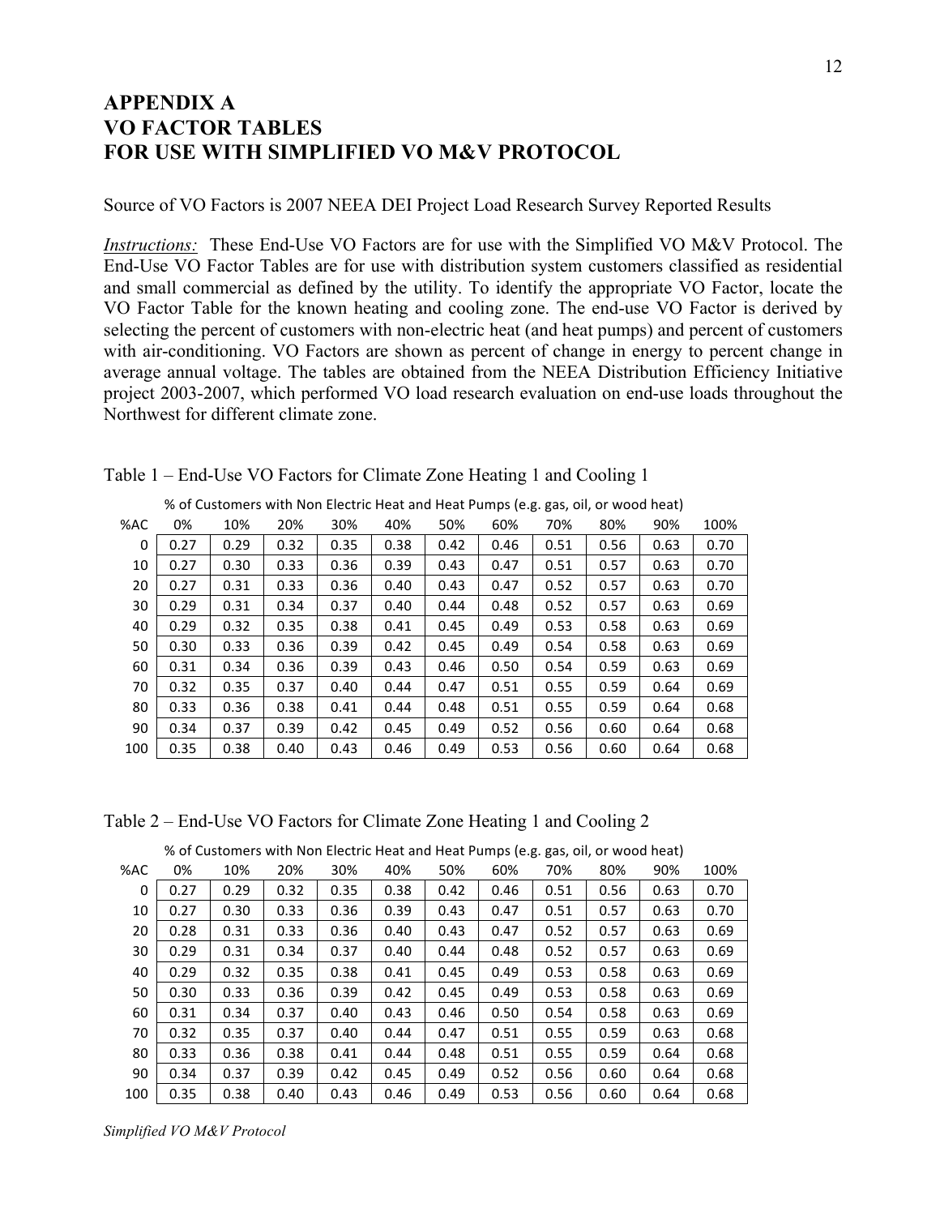# APPENDIX A
# VO FACTOR TABLES
# FOR USE WITH SIMPLIFIED VO M&V PROTOCOL

Source of VO Factors is 2007 NEEA DEI Project Load Research Survey Reported Results

*Instructions:* These End-Use VO Factors are for use with the Simplified VO M&V Protocol. The End-Use VO Factor Tables are for use with distribution system customers classified as residential and small commercial as defined by the utility. To identify the appropriate VO Factor, locate the VO Factor Table for the known heating and cooling zone. The end-use VO Factor is derived by selecting the percent of customers with non-electric heat (and heat pumps) and percent of customers with air-conditioning. VO Factors are shown as percent of change in energy to percent change in average annual voltage. The tables are obtained from the NEEA Distribution Efficiency Initiative project 2003-2007, which performed VO load research evaluation on end-use loads throughout the Northwest for different climate zone.

Table 1 – End-Use VO Factors for Climate Zone Heating 1 and Cooling 1

| | % of Customers with Non Electric Heat and Heat Pumps (e.g. gas, oil, or wood heat) | | | | | | | | | | |
|---|---|---|---|---|---|---|---|---|---|---|---|
| %AC | 0% | 10% | 20% | 30% | 40% | 50% | 60% | 70% | 80% | 90% | 100% |
| 0 | 0.27 | 0.29 | 0.32 | 0.35 | 0.38 | 0.42 | 0.46 | 0.51 | 0.56 | 0.63 | 0.70 |
| 10 | 0.27 | 0.30 | 0.33 | 0.36 | 0.39 | 0.43 | 0.47 | 0.51 | 0.57 | 0.63 | 0.70 |
| 20 | 0.27 | 0.31 | 0.33 | 0.36 | 0.40 | 0.43 | 0.47 | 0.52 | 0.57 | 0.63 | 0.70 |
| 30 | 0.29 | 0.31 | 0.34 | 0.37 | 0.40 | 0.44 | 0.48 | 0.52 | 0.57 | 0.63 | 0.69 |
| 40 | 0.29 | 0.32 | 0.35 | 0.38 | 0.41 | 0.45 | 0.49 | 0.53 | 0.58 | 0.63 | 0.69 |
| 50 | 0.30 | 0.33 | 0.36 | 0.39 | 0.42 | 0.45 | 0.49 | 0.54 | 0.58 | 0.63 | 0.69 |
| 60 | 0.31 | 0.34 | 0.36 | 0.39 | 0.43 | 0.46 | 0.50 | 0.54 | 0.59 | 0.63 | 0.69 |
| 70 | 0.32 | 0.35 | 0.37 | 0.40 | 0.44 | 0.47 | 0.51 | 0.55 | 0.59 | 0.64 | 0.69 |
| 80 | 0.33 | 0.36 | 0.38 | 0.41 | 0.44 | 0.48 | 0.51 | 0.55 | 0.59 | 0.64 | 0.68 |
| 90 | 0.34 | 0.37 | 0.39 | 0.42 | 0.45 | 0.49 | 0.52 | 0.56 | 0.60 | 0.64 | 0.68 |
| 100 | 0.35 | 0.38 | 0.40 | 0.43 | 0.46 | 0.49 | 0.53 | 0.56 | 0.60 | 0.64 | 0.68 |

Table 2 – End-Use VO Factors for Climate Zone Heating 1 and Cooling 2

| | % of Customers with Non Electric Heat and Heat Pumps (e.g. gas, oil, or wood heat) | | | | | | | | | | |
|---|---|---|---|---|---|---|---|---|---|---|---|
| %AC | 0% | 10% | 20% | 30% | 40% | 50% | 60% | 70% | 80% | 90% | 100% |
| 0 | 0.27 | 0.29 | 0.32 | 0.35 | 0.38 | 0.42 | 0.46 | 0.51 | 0.56 | 0.63 | 0.70 |
| 10 | 0.27 | 0.30 | 0.33 | 0.36 | 0.39 | 0.43 | 0.47 | 0.51 | 0.57 | 0.63 | 0.70 |
| 20 | 0.28 | 0.31 | 0.33 | 0.36 | 0.40 | 0.43 | 0.47 | 0.52 | 0.57 | 0.63 | 0.69 |
| 30 | 0.29 | 0.31 | 0.34 | 0.37 | 0.40 | 0.44 | 0.48 | 0.52 | 0.57 | 0.63 | 0.69 |
| 40 | 0.29 | 0.32 | 0.35 | 0.38 | 0.41 | 0.45 | 0.49 | 0.53 | 0.58 | 0.63 | 0.69 |
| 50 | 0.30 | 0.33 | 0.36 | 0.39 | 0.42 | 0.45 | 0.49 | 0.53 | 0.58 | 0.63 | 0.69 |
| 60 | 0.31 | 0.34 | 0.37 | 0.40 | 0.43 | 0.46 | 0.50 | 0.54 | 0.58 | 0.63 | 0.69 |
| 70 | 0.32 | 0.35 | 0.37 | 0.40 | 0.44 | 0.47 | 0.51 | 0.55 | 0.59 | 0.63 | 0.68 |
| 80 | 0.33 | 0.36 | 0.38 | 0.41 | 0.44 | 0.48 | 0.51 | 0.55 | 0.59 | 0.64 | 0.68 |
| 90 | 0.34 | 0.37 | 0.39 | 0.42 | 0.45 | 0.49 | 0.52 | 0.56 | 0.60 | 0.64 | 0.68 |
| 100 | 0.35 | 0.38 | 0.40 | 0.43 | 0.46 | 0.49 | 0.53 | 0.56 | 0.60 | 0.64 | 0.68 |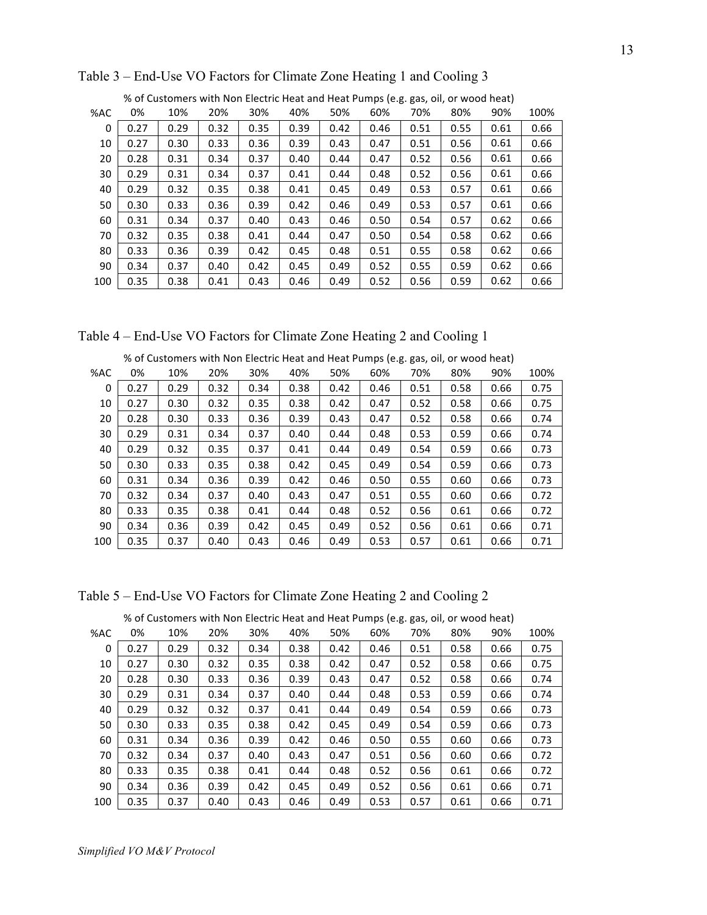Table 3 – End-Use VO Factors for Climate Zone Heating 1 and Cooling 3

| | % of Customers with Non Electric Heat and Heat Pumps (e.g. gas, oil, or wood heat) | | | | | | | | | | |
|---|---|---|---|---|---|---|---|---|---|---|---|
| %AC | 0% | 10% | 20% | 30% | 40% | 50% | 60% | 70% | 80% | 90% | 100% |
| 0 | 0.27 | 0.29 | 0.32 | 0.35 | 0.39 | 0.42 | 0.46 | 0.51 | 0.55 | 0.61 | 0.66 |
| 10 | 0.27 | 0.30 | 0.33 | 0.36 | 0.39 | 0.43 | 0.47 | 0.51 | 0.56 | 0.61 | 0.66 |
| 20 | 0.28 | 0.31 | 0.34 | 0.37 | 0.40 | 0.44 | 0.47 | 0.52 | 0.56 | 0.61 | 0.66 |
| 30 | 0.29 | 0.31 | 0.34 | 0.37 | 0.41 | 0.44 | 0.48 | 0.52 | 0.56 | 0.61 | 0.66 |
| 40 | 0.29 | 0.32 | 0.35 | 0.38 | 0.41 | 0.45 | 0.49 | 0.53 | 0.57 | 0.61 | 0.66 |
| 50 | 0.30 | 0.33 | 0.36 | 0.39 | 0.42 | 0.46 | 0.49 | 0.53 | 0.57 | 0.61 | 0.66 |
| 60 | 0.31 | 0.34 | 0.37 | 0.40 | 0.43 | 0.46 | 0.50 | 0.54 | 0.57 | 0.62 | 0.66 |
| 70 | 0.32 | 0.35 | 0.38 | 0.41 | 0.44 | 0.47 | 0.50 | 0.54 | 0.58 | 0.62 | 0.66 |
| 80 | 0.33 | 0.36 | 0.39 | 0.42 | 0.45 | 0.48 | 0.51 | 0.55 | 0.58 | 0.62 | 0.66 |
| 90 | 0.34 | 0.37 | 0.40 | 0.42 | 0.45 | 0.49 | 0.52 | 0.55 | 0.59 | 0.62 | 0.66 |
| 100 | 0.35 | 0.38 | 0.41 | 0.43 | 0.46 | 0.49 | 0.52 | 0.56 | 0.59 | 0.62 | 0.66 |

Table 4 – End-Use VO Factors for Climate Zone Heating 2 and Cooling 1

| | % of Customers with Non Electric Heat and Heat Pumps (e.g. gas, oil, or wood heat) | | | | | | | | | | |
|---|---|---|---|---|---|---|---|---|---|---|---|
| %AC | 0% | 10% | 20% | 30% | 40% | 50% | 60% | 70% | 80% | 90% | 100% |
| 0 | 0.27 | 0.29 | 0.32 | 0.34 | 0.38 | 0.42 | 0.46 | 0.51 | 0.58 | 0.66 | 0.75 |
| 10 | 0.27 | 0.30 | 0.32 | 0.35 | 0.38 | 0.42 | 0.47 | 0.52 | 0.58 | 0.66 | 0.75 |
| 20 | 0.28 | 0.30 | 0.33 | 0.36 | 0.39 | 0.43 | 0.47 | 0.52 | 0.58 | 0.66 | 0.74 |
| 30 | 0.29 | 0.31 | 0.34 | 0.37 | 0.40 | 0.44 | 0.48 | 0.53 | 0.59 | 0.66 | 0.74 |
| 40 | 0.29 | 0.32 | 0.35 | 0.37 | 0.41 | 0.44 | 0.49 | 0.54 | 0.59 | 0.66 | 0.73 |
| 50 | 0.30 | 0.33 | 0.35 | 0.38 | 0.42 | 0.45 | 0.49 | 0.54 | 0.59 | 0.66 | 0.73 |
| 60 | 0.31 | 0.34 | 0.36 | 0.39 | 0.42 | 0.46 | 0.50 | 0.55 | 0.60 | 0.66 | 0.73 |
| 70 | 0.32 | 0.34 | 0.37 | 0.40 | 0.43 | 0.47 | 0.51 | 0.55 | 0.60 | 0.66 | 0.72 |
| 80 | 0.33 | 0.35 | 0.38 | 0.41 | 0.44 | 0.48 | 0.52 | 0.56 | 0.61 | 0.66 | 0.72 |
| 90 | 0.34 | 0.36 | 0.39 | 0.42 | 0.45 | 0.49 | 0.52 | 0.56 | 0.61 | 0.66 | 0.71 |
| 100 | 0.35 | 0.37 | 0.40 | 0.43 | 0.46 | 0.49 | 0.53 | 0.57 | 0.61 | 0.66 | 0.71 |

Table 5 – End-Use VO Factors for Climate Zone Heating 2 and Cooling 2

| | % of Customers with Non Electric Heat and Heat Pumps (e.g. gas, oil, or wood heat) | | | | | | | | | | |
|---|---|---|---|---|---|---|---|---|---|---|---|
| %AC | 0% | 10% | 20% | 30% | 40% | 50% | 60% | 70% | 80% | 90% | 100% |
| 0 | 0.27 | 0.29 | 0.32 | 0.34 | 0.38 | 0.42 | 0.46 | 0.51 | 0.58 | 0.66 | 0.75 |
| 10 | 0.27 | 0.30 | 0.32 | 0.35 | 0.38 | 0.42 | 0.47 | 0.52 | 0.58 | 0.66 | 0.75 |
| 20 | 0.28 | 0.30 | 0.33 | 0.36 | 0.39 | 0.43 | 0.47 | 0.52 | 0.58 | 0.66 | 0.74 |
| 30 | 0.29 | 0.31 | 0.34 | 0.37 | 0.40 | 0.44 | 0.48 | 0.53 | 0.59 | 0.66 | 0.74 |
| 40 | 0.29 | 0.32 | 0.32 | 0.37 | 0.41 | 0.44 | 0.49 | 0.54 | 0.59 | 0.66 | 0.73 |
| 50 | 0.30 | 0.33 | 0.35 | 0.38 | 0.42 | 0.45 | 0.49 | 0.54 | 0.59 | 0.66 | 0.73 |
| 60 | 0.31 | 0.34 | 0.36 | 0.39 | 0.42 | 0.46 | 0.50 | 0.55 | 0.60 | 0.66 | 0.73 |
| 70 | 0.32 | 0.34 | 0.37 | 0.40 | 0.43 | 0.47 | 0.51 | 0.56 | 0.60 | 0.66 | 0.72 |
| 80 | 0.33 | 0.35 | 0.38 | 0.41 | 0.44 | 0.48 | 0.52 | 0.56 | 0.61 | 0.66 | 0.72 |
| 90 | 0.34 | 0.36 | 0.39 | 0.42 | 0.45 | 0.49 | 0.52 | 0.56 | 0.61 | 0.66 | 0.71 |
| 100 | 0.35 | 0.37 | 0.40 | 0.43 | 0.46 | 0.49 | 0.53 | 0.57 | 0.61 | 0.66 | 0.71 |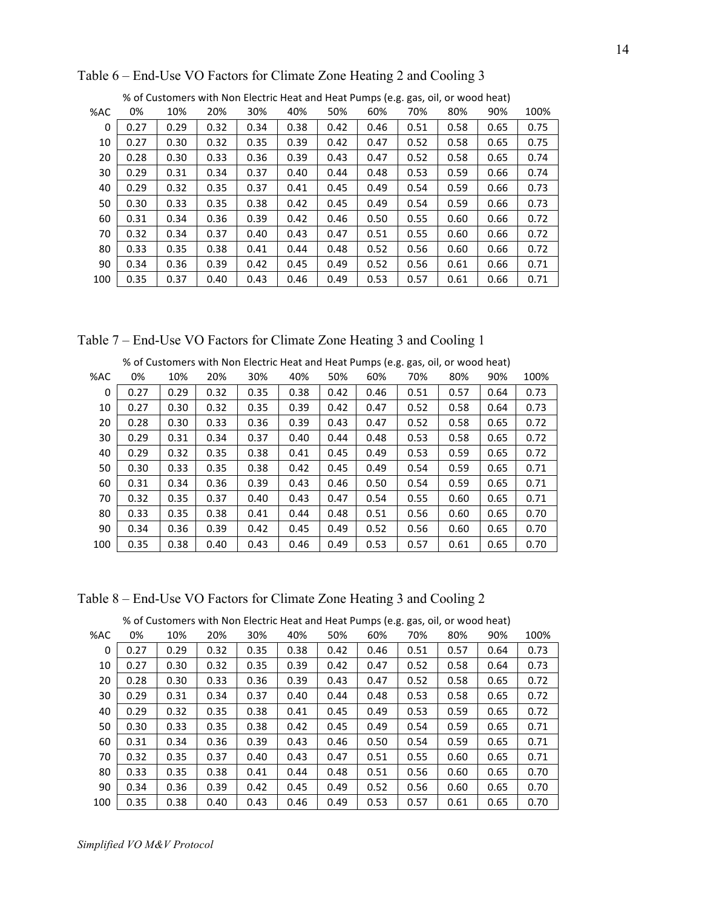Table 6 – End-Use VO Factors for Climate Zone Heating 2 and Cooling 3

| | % of Customers with Non Electric Heat and Heat Pumps (e.g. gas, oil, or wood heat) | | | | | | | | | | |
|---|---|---|---|---|---|---|---|---|---|---|---|
| %AC | 0% | 10% | 20% | 30% | 40% | 50% | 60% | 70% | 80% | 90% | 100% |
| 0 | 0.27 | 0.29 | 0.32 | 0.34 | 0.38 | 0.42 | 0.46 | 0.51 | 0.58 | 0.65 | 0.75 |
| 10 | 0.27 | 0.30 | 0.32 | 0.35 | 0.39 | 0.42 | 0.47 | 0.52 | 0.58 | 0.65 | 0.75 |
| 20 | 0.28 | 0.30 | 0.33 | 0.36 | 0.39 | 0.43 | 0.47 | 0.52 | 0.58 | 0.65 | 0.74 |
| 30 | 0.29 | 0.31 | 0.34 | 0.37 | 0.40 | 0.44 | 0.48 | 0.53 | 0.59 | 0.66 | 0.74 |
| 40 | 0.29 | 0.32 | 0.35 | 0.37 | 0.41 | 0.45 | 0.49 | 0.54 | 0.59 | 0.66 | 0.73 |
| 50 | 0.30 | 0.33 | 0.35 | 0.38 | 0.42 | 0.45 | 0.49 | 0.54 | 0.59 | 0.66 | 0.73 |
| 60 | 0.31 | 0.34 | 0.36 | 0.39 | 0.42 | 0.46 | 0.50 | 0.55 | 0.60 | 0.66 | 0.72 |
| 70 | 0.32 | 0.34 | 0.37 | 0.40 | 0.43 | 0.47 | 0.51 | 0.55 | 0.60 | 0.66 | 0.72 |
| 80 | 0.33 | 0.35 | 0.38 | 0.41 | 0.44 | 0.48 | 0.52 | 0.56 | 0.60 | 0.66 | 0.72 |
| 90 | 0.34 | 0.36 | 0.39 | 0.42 | 0.45 | 0.49 | 0.52 | 0.56 | 0.61 | 0.66 | 0.71 |
| 100 | 0.35 | 0.37 | 0.40 | 0.43 | 0.46 | 0.49 | 0.53 | 0.57 | 0.61 | 0.66 | 0.71 |

Table 7 – End-Use VO Factors for Climate Zone Heating 3 and Cooling 1

| | % of Customers with Non Electric Heat and Heat Pumps (e.g. gas, oil, or wood heat) | | | | | | | | | | |
|---|---|---|---|---|---|---|---|---|---|---|---|
| %AC | 0% | 10% | 20% | 30% | 40% | 50% | 60% | 70% | 80% | 90% | 100% |
| 0 | 0.27 | 0.29 | 0.32 | 0.35 | 0.38 | 0.42 | 0.46 | 0.51 | 0.57 | 0.64 | 0.73 |
| 10 | 0.27 | 0.30 | 0.32 | 0.35 | 0.39 | 0.42 | 0.47 | 0.52 | 0.58 | 0.64 | 0.73 |
| 20 | 0.28 | 0.30 | 0.33 | 0.36 | 0.39 | 0.43 | 0.47 | 0.52 | 0.58 | 0.65 | 0.72 |
| 30 | 0.29 | 0.31 | 0.34 | 0.37 | 0.40 | 0.44 | 0.48 | 0.53 | 0.58 | 0.65 | 0.72 |
| 40 | 0.29 | 0.32 | 0.35 | 0.38 | 0.41 | 0.45 | 0.49 | 0.53 | 0.59 | 0.65 | 0.72 |
| 50 | 0.30 | 0.33 | 0.35 | 0.38 | 0.42 | 0.45 | 0.49 | 0.54 | 0.59 | 0.65 | 0.71 |
| 60 | 0.31 | 0.34 | 0.36 | 0.39 | 0.43 | 0.46 | 0.50 | 0.54 | 0.59 | 0.65 | 0.71 |
| 70 | 0.32 | 0.35 | 0.37 | 0.40 | 0.43 | 0.47 | 0.54 | 0.55 | 0.60 | 0.65 | 0.71 |
| 80 | 0.33 | 0.35 | 0.38 | 0.41 | 0.44 | 0.48 | 0.51 | 0.56 | 0.60 | 0.65 | 0.70 |
| 90 | 0.34 | 0.36 | 0.39 | 0.42 | 0.45 | 0.49 | 0.52 | 0.56 | 0.60 | 0.65 | 0.70 |
| 100 | 0.35 | 0.38 | 0.40 | 0.43 | 0.46 | 0.49 | 0.53 | 0.57 | 0.61 | 0.65 | 0.70 |

Table 8 – End-Use VO Factors for Climate Zone Heating 3 and Cooling 2

| | % of Customers with Non Electric Heat and Heat Pumps (e.g. gas, oil, or wood heat) | | | | | | | | | | |
|---|---|---|---|---|---|---|---|---|---|---|---|
| %AC | 0% | 10% | 20% | 30% | 40% | 50% | 60% | 70% | 80% | 90% | 100% |
| 0 | 0.27 | 0.29 | 0.32 | 0.35 | 0.38 | 0.42 | 0.46 | 0.51 | 0.57 | 0.64 | 0.73 |
| 10 | 0.27 | 0.30 | 0.32 | 0.35 | 0.39 | 0.42 | 0.47 | 0.52 | 0.58 | 0.64 | 0.73 |
| 20 | 0.28 | 0.30 | 0.33 | 0.36 | 0.39 | 0.43 | 0.47 | 0.52 | 0.58 | 0.65 | 0.72 |
| 30 | 0.29 | 0.31 | 0.34 | 0.37 | 0.40 | 0.44 | 0.48 | 0.53 | 0.58 | 0.65 | 0.72 |
| 40 | 0.29 | 0.32 | 0.35 | 0.38 | 0.41 | 0.45 | 0.49 | 0.53 | 0.59 | 0.65 | 0.72 |
| 50 | 0.30 | 0.33 | 0.35 | 0.38 | 0.42 | 0.45 | 0.49 | 0.54 | 0.59 | 0.65 | 0.71 |
| 60 | 0.31 | 0.34 | 0.36 | 0.39 | 0.43 | 0.46 | 0.50 | 0.54 | 0.59 | 0.65 | 0.71 |
| 70 | 0.32 | 0.35 | 0.37 | 0.40 | 0.43 | 0.47 | 0.51 | 0.55 | 0.60 | 0.65 | 0.71 |
| 80 | 0.33 | 0.35 | 0.38 | 0.41 | 0.44 | 0.48 | 0.51 | 0.56 | 0.60 | 0.65 | 0.70 |
| 90 | 0.34 | 0.36 | 0.39 | 0.42 | 0.45 | 0.49 | 0.52 | 0.56 | 0.60 | 0.65 | 0.70 |
| 100 | 0.35 | 0.38 | 0.40 | 0.43 | 0.46 | 0.49 | 0.53 | 0.57 | 0.61 | 0.65 | 0.70 |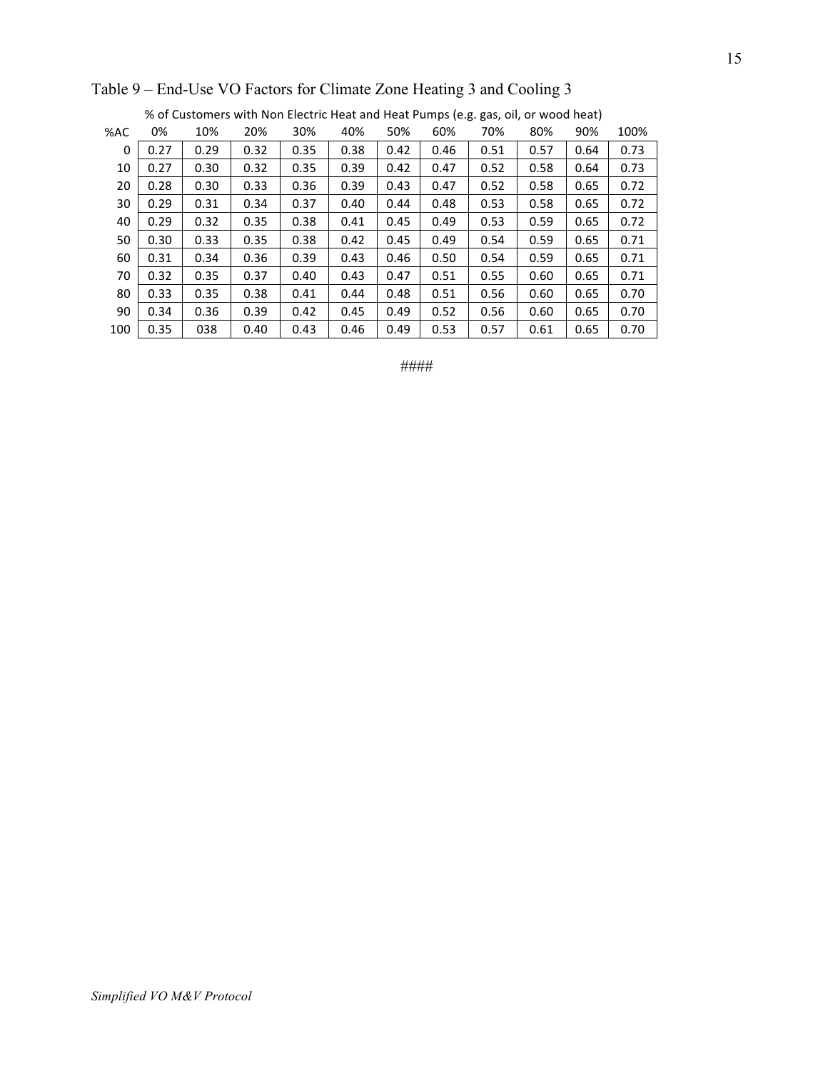Table 9 – End-Use VO Factors for Climate Zone Heating 3 and Cooling 3

| | % of Customers with Non Electric Heat and Heat Pumps (e.g. gas, oil, or wood heat) | | | | | | | | | | |
|---|---|---|---|---|---|---|---|---|---|---|---|
| %AC | 0% | 10% | 20% | 30% | 40% | 50% | 60% | 70% | 80% | 90% | 100% |
| 0 | 0.27 | 0.29 | 0.32 | 0.35 | 0.38 | 0.42 | 0.46 | 0.51 | 0.57 | 0.64 | 0.73 |
| 10 | 0.27 | 0.30 | 0.32 | 0.35 | 0.39 | 0.42 | 0.47 | 0.52 | 0.58 | 0.64 | 0.73 |
| 20 | 0.28 | 0.30 | 0.33 | 0.36 | 0.39 | 0.43 | 0.47 | 0.52 | 0.58 | 0.65 | 0.72 |
| 30 | 0.29 | 0.31 | 0.34 | 0.37 | 0.40 | 0.44 | 0.48 | 0.53 | 0.58 | 0.65 | 0.72 |
| 40 | 0.29 | 0.32 | 0.35 | 0.38 | 0.41 | 0.45 | 0.49 | 0.53 | 0.59 | 0.65 | 0.72 |
| 50 | 0.30 | 0.33 | 0.35 | 0.38 | 0.42 | 0.45 | 0.49 | 0.54 | 0.59 | 0.65 | 0.71 |
| 60 | 0.31 | 0.34 | 0.36 | 0.39 | 0.43 | 0.46 | 0.50 | 0.54 | 0.59 | 0.65 | 0.71 |
| 70 | 0.32 | 0.35 | 0.37 | 0.40 | 0.43 | 0.47 | 0.51 | 0.55 | 0.60 | 0.65 | 0.71 |
| 80 | 0.33 | 0.35 | 0.38 | 0.41 | 0.44 | 0.48 | 0.51 | 0.56 | 0.60 | 0.65 | 0.70 |
| 90 | 0.34 | 0.36 | 0.39 | 0.42 | 0.45 | 0.49 | 0.52 | 0.56 | 0.60 | 0.65 | 0.70 |
| 100 | 0.35 | 038 | 0.40 | 0.43 | 0.46 | 0.49 | 0.53 | 0.57 | 0.61 | 0.65 | 0.70 |

####